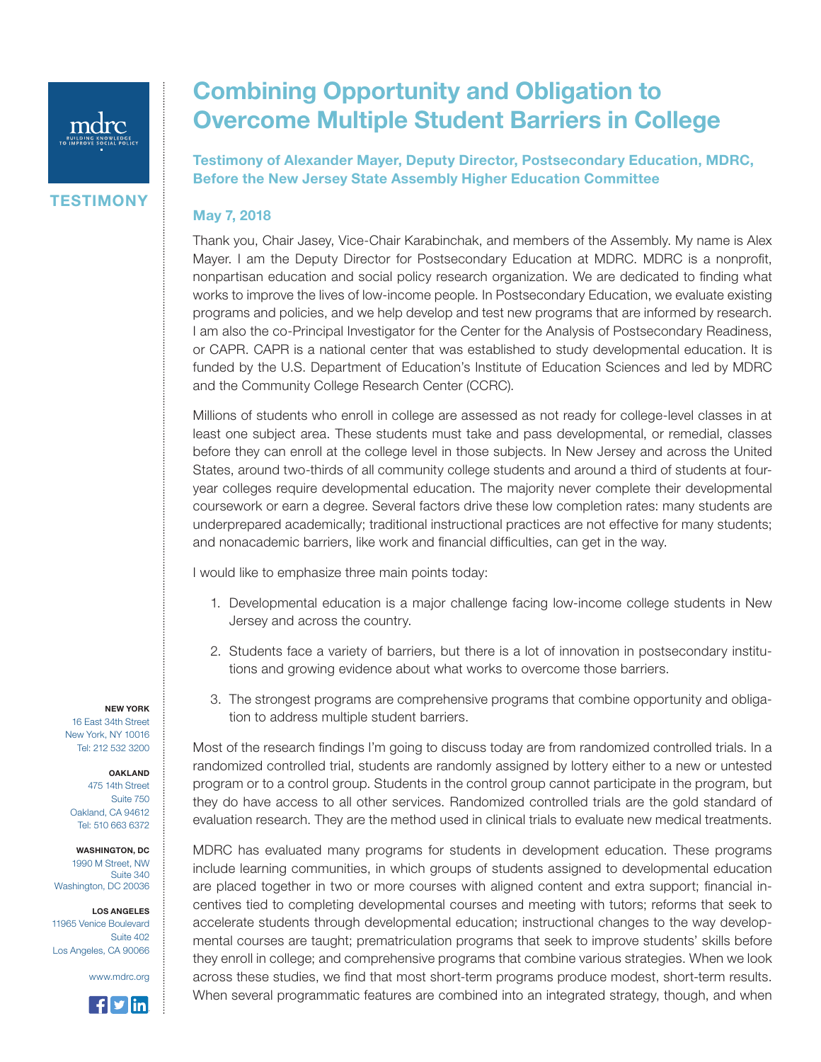TESTIMONY

# Combining Opportunity and Obligation to Overcome Multiple Student Barriers in College

**Testimony of Alexander Mayer, Deputy Director, Postsecondary Education, MDRC, Before the New Jersey State Assembly Higher Education Committee**

**May 7, 2018**

Thank you, Chair Jasey, Vice-Chair Karabinchak, and members of the Assembly. My name is Alex Mayer. I am the Deputy Director for Postsecondary Education at MDRC. MDRC is a nonprofit, nonpartisan education and social policy research organization. We are dedicated to finding what works to improve the lives of low-income people. In Postsecondary Education, we evaluate existing programs and policies, and we help develop and test new programs that are informed by research. I am also the co-Principal Investigator for the Center for the Analysis of Postsecondary Readiness, or CAPR. CAPR is a national center that was established to study developmental education. It is funded by the U.S. Department of Education's Institute of Education Sciences and led by MDRC and the Community College Research Center (CCRC).

Millions of students who enroll in college are assessed as not ready for college-level classes in at least one subject area. These students must take and pass developmental, or remedial, classes before they can enroll at the college level in those subjects. In New Jersey and across the United States, around two-thirds of all community college students and around a third of students at four-year colleges require developmental education. The majority never complete their developmental coursework or earn a degree. Several factors drive these low completion rates: many students are underprepared academically; traditional instructional practices are not effective for many students; and nonacademic barriers, like work and financial difficulties, can get in the way.

I would like to emphasize three main points today:

1. Developmental education is a major challenge facing low-income college students in New Jersey and across the country.
2. Students face a variety of barriers, but there is a lot of innovation in postsecondary institutions and growing evidence about what works to overcome those barriers.
3. The strongest programs are comprehensive programs that combine opportunity and obligation to address multiple student barriers.

Most of the research findings I'm going to discuss today are from randomized controlled trials. In a randomized controlled trial, students are randomly assigned by lottery either to a new or untested program or to a control group. Students in the control group cannot participate in the program, but they do have access to all other services. Randomized controlled trials are the gold standard of evaluation research. They are the method used in clinical trials to evaluate new medical treatments.

MDRC has evaluated many programs for students in development education. These programs include learning communities, in which groups of students assigned to developmental education are placed together in two or more courses with aligned content and extra support; financial incentives tied to completing developmental courses and meeting with tutors; reforms that seek to accelerate students through developmental education; instructional changes to the way developmental courses are taught; prematriculation programs that seek to improve students' skills before they enroll in college; and comprehensive programs that combine various strategies. When we look across these studies, we find that most short-term programs produce modest, short-term results. When several programmatic features are combined into an integrated strategy, though, and when

**NEW YORK**
16 East 34th Street
New York, NY 10016
Tel: 212 532 3200

**OAKLAND**
475 14th Street
Suite 750
Oakland, CA 94612
Tel: 510 663 6372

**WASHINGTON, DC**
1990 M Street, NW
Suite 340
Washington, DC 20036

**LOS ANGELES**
11965 Venice Boulevard
Suite 402
Los Angeles, CA 90066

www.mdrc.org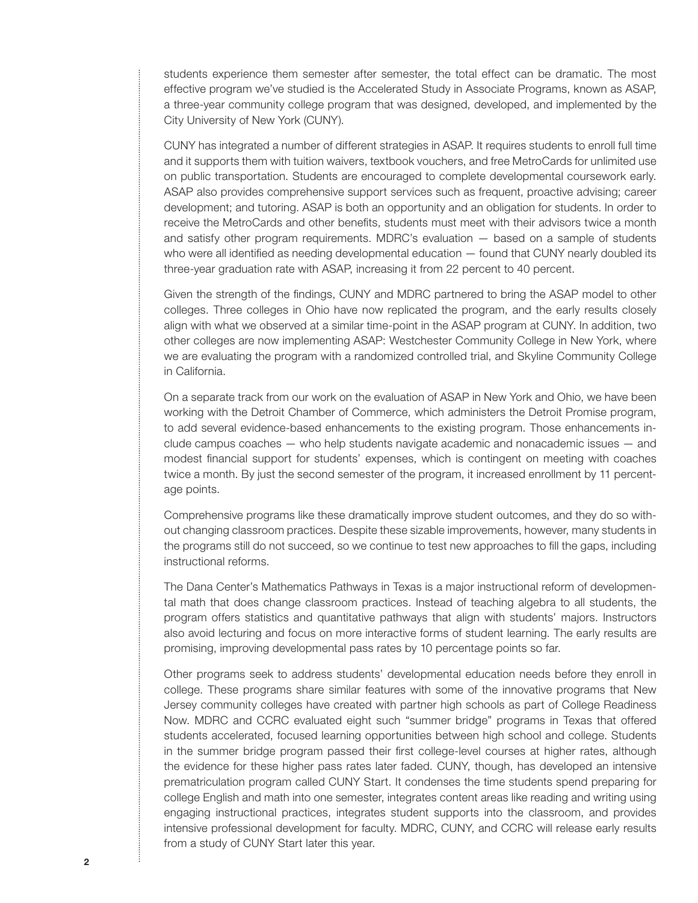students experience them semester after semester, the total effect can be dramatic. The most effective program we've studied is the Accelerated Study in Associate Programs, known as ASAP, a three-year community college program that was designed, developed, and implemented by the City University of New York (CUNY).

CUNY has integrated a number of different strategies in ASAP. It requires students to enroll full time and it supports them with tuition waivers, textbook vouchers, and free MetroCards for unlimited use on public transportation. Students are encouraged to complete developmental coursework early. ASAP also provides comprehensive support services such as frequent, proactive advising; career development; and tutoring. ASAP is both an opportunity and an obligation for students. In order to receive the MetroCards and other benefits, students must meet with their advisors twice a month and satisfy other program requirements. MDRC's evaluation — based on a sample of students who were all identified as needing developmental education — found that CUNY nearly doubled its three-year graduation rate with ASAP, increasing it from 22 percent to 40 percent.

Given the strength of the findings, CUNY and MDRC partnered to bring the ASAP model to other colleges. Three colleges in Ohio have now replicated the program, and the early results closely align with what we observed at a similar time-point in the ASAP program at CUNY. In addition, two other colleges are now implementing ASAP: Westchester Community College in New York, where we are evaluating the program with a randomized controlled trial, and Skyline Community College in California.

On a separate track from our work on the evaluation of ASAP in New York and Ohio, we have been working with the Detroit Chamber of Commerce, which administers the Detroit Promise program, to add several evidence-based enhancements to the existing program. Those enhancements include campus coaches — who help students navigate academic and nonacademic issues — and modest financial support for students' expenses, which is contingent on meeting with coaches twice a month. By just the second semester of the program, it increased enrollment by 11 percentage points.

Comprehensive programs like these dramatically improve student outcomes, and they do so without changing classroom practices. Despite these sizable improvements, however, many students in the programs still do not succeed, so we continue to test new approaches to fill the gaps, including instructional reforms.

The Dana Center's Mathematics Pathways in Texas is a major instructional reform of developmental math that does change classroom practices. Instead of teaching algebra to all students, the program offers statistics and quantitative pathways that align with students' majors. Instructors also avoid lecturing and focus on more interactive forms of student learning. The early results are promising, improving developmental pass rates by 10 percentage points so far.

Other programs seek to address students' developmental education needs before they enroll in college. These programs share similar features with some of the innovative programs that New Jersey community colleges have created with partner high schools as part of College Readiness Now. MDRC and CCRC evaluated eight such "summer bridge" programs in Texas that offered students accelerated, focused learning opportunities between high school and college. Students in the summer bridge program passed their first college-level courses at higher rates, although the evidence for these higher pass rates later faded. CUNY, though, has developed an intensive prematriculation program called CUNY Start. It condenses the time students spend preparing for college English and math into one semester, integrates content areas like reading and writing using engaging instructional practices, integrates student supports into the classroom, and provides intensive professional development for faculty. MDRC, CUNY, and CCRC will release early results from a study of CUNY Start later this year.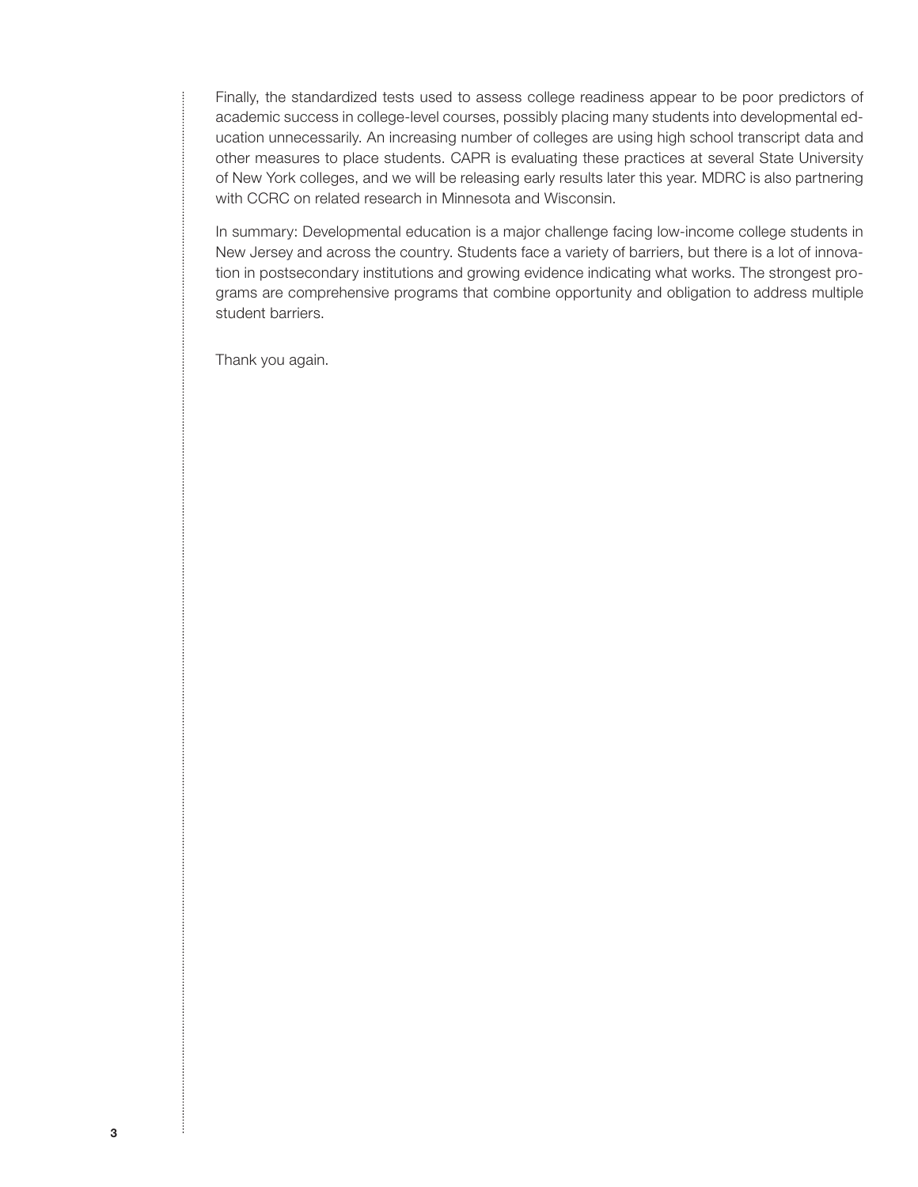Finally, the standardized tests used to assess college readiness appear to be poor predictors of academic success in college-level courses, possibly placing many students into developmental education unnecessarily. An increasing number of colleges are using high school transcript data and other measures to place students. CAPR is evaluating these practices at several State University of New York colleges, and we will be releasing early results later this year. MDRC is also partnering with CCRC on related research in Minnesota and Wisconsin.

In summary: Developmental education is a major challenge facing low-income college students in New Jersey and across the country. Students face a variety of barriers, but there is a lot of innovation in postsecondary institutions and growing evidence indicating what works. The strongest programs are comprehensive programs that combine opportunity and obligation to address multiple student barriers.

Thank you again.